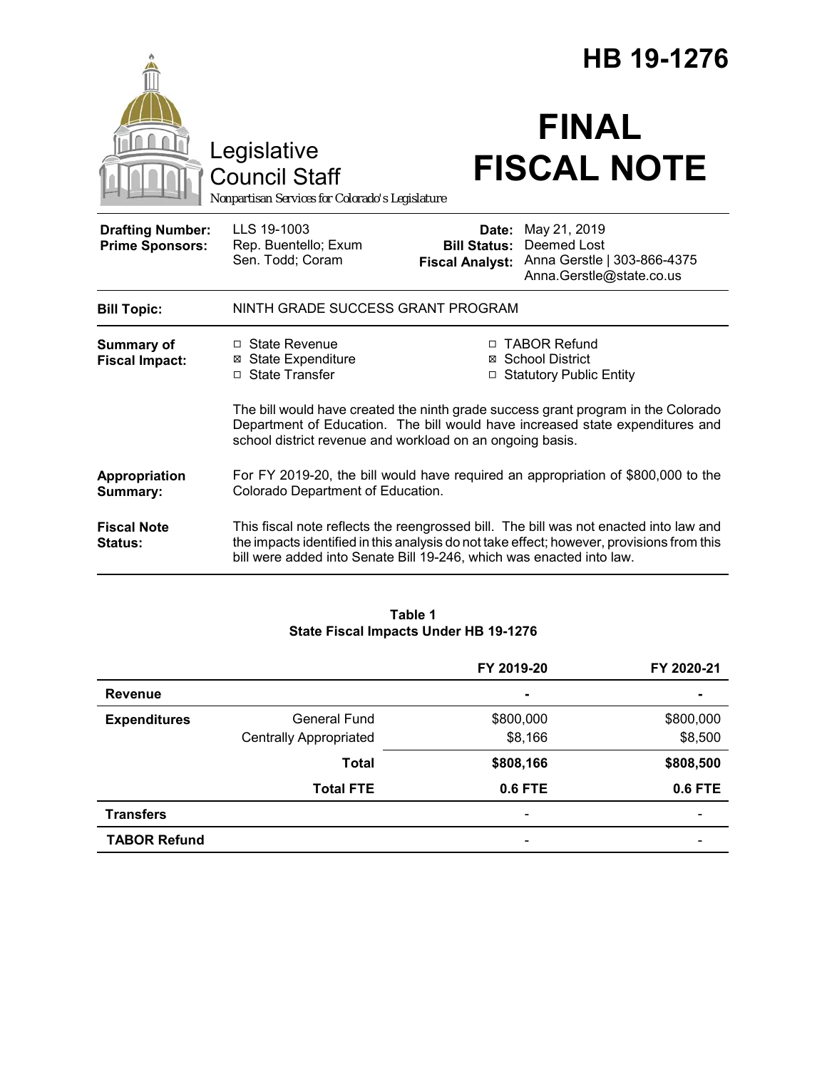# HB 19-1276

Legislative Council Staff

*Nonpartisan Services for Colorado's Legislature*

# FINAL FISCAL NOTE

| | | | |
|---|---|---|---|
| **Drafting Number:** | LLS 19-1003 | **Date:** | May 21, 2019 |
| **Prime Sponsors:** | Rep. Buentello; Exum<br>Sen. Todd; Coram | **Bill Status:** | Deemed Lost |
| | | **Fiscal Analyst:** | Anna Gerstle \| 303-866-4375<br>Anna.Gerstle@state.co.us |

**Bill Topic:** NINTH GRADE SUCCESS GRANT PROGRAM

**Summary of Fiscal Impact:**

- ☐ State Revenue
- ☒ State Expenditure
- ☐ State Transfer
- ☐ TABOR Refund
- ☒ School District
- ☐ Statutory Public Entity

The bill would have created the ninth grade success grant program in the Colorado Department of Education. The bill would have increased state expenditures and school district revenue and workload on an ongoing basis.

**Appropriation Summary:** For FY 2019-20, the bill would have required an appropriation of $800,000 to the Colorado Department of Education.

**Fiscal Note Status:** This fiscal note reflects the reengrossed bill. The bill was not enacted into law and the impacts identified in this analysis do not take effect; however, provisions from this bill were added into Senate Bill 19-246, which was enacted into law.

**Table 1**
**State Fiscal Impacts Under HB 19-1276**

| | | FY 2019-20 | FY 2020-21 |
|---|---|---|---|
| **Revenue** | | - | - |
| **Expenditures** | General Fund | $800,000 | $800,000 |
| | Centrally Appropriated | $8,166 | $8,500 |
| | **Total** | **$808,166** | **$808,500** |
| | **Total FTE** | **0.6 FTE** | **0.6 FTE** |
| **Transfers** | | - | - |
| **TABOR Refund** | | - | - |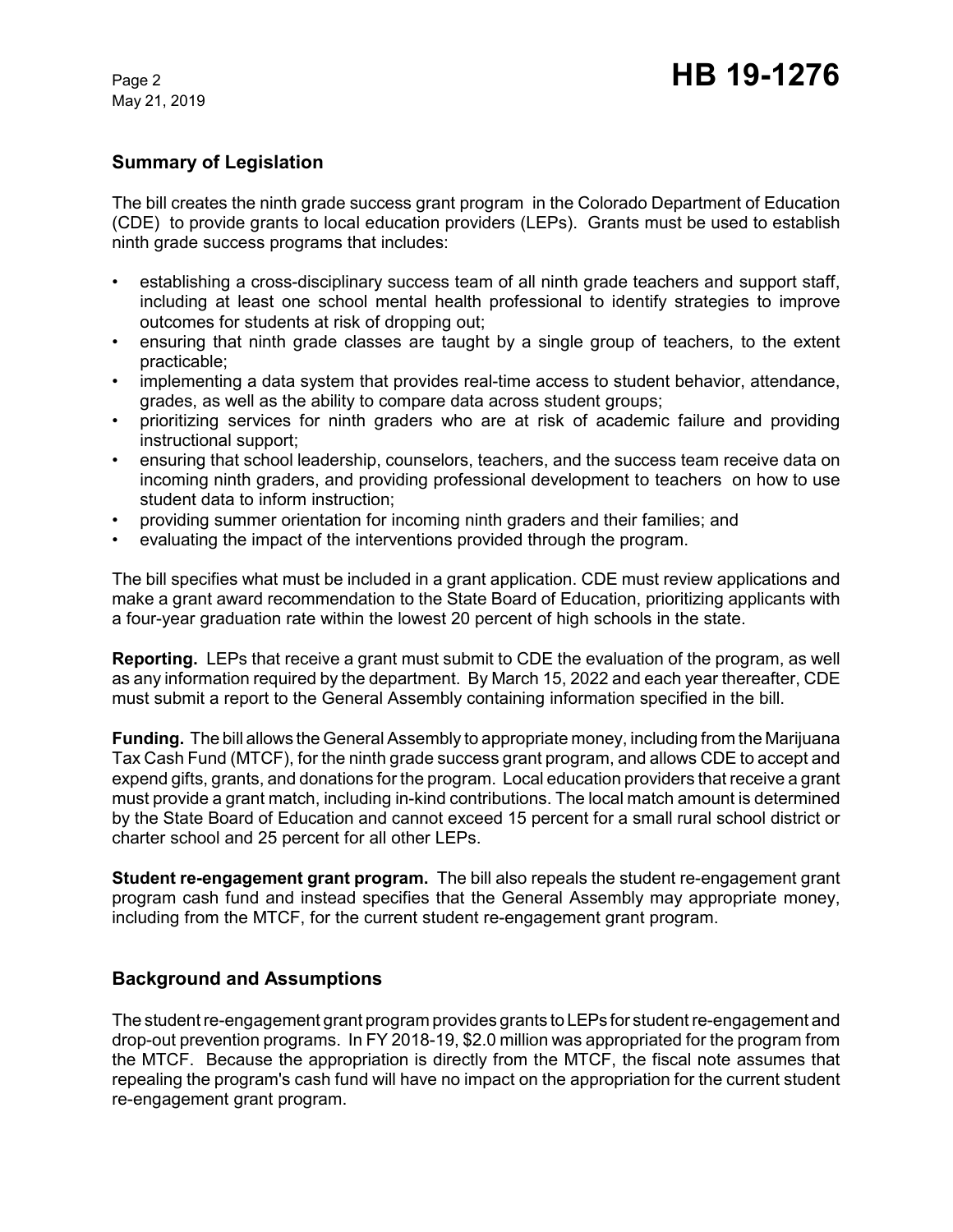## Summary of Legislation

The bill creates the ninth grade success grant program in the Colorado Department of Education (CDE) to provide grants to local education providers (LEPs). Grants must be used to establish ninth grade success programs that includes:

- establishing a cross-disciplinary success team of all ninth grade teachers and support staff, including at least one school mental health professional to identify strategies to improve outcomes for students at risk of dropping out;
- ensuring that ninth grade classes are taught by a single group of teachers, to the extent practicable;
- implementing a data system that provides real-time access to student behavior, attendance, grades, as well as the ability to compare data across student groups;
- prioritizing services for ninth graders who are at risk of academic failure and providing instructional support;
- ensuring that school leadership, counselors, teachers, and the success team receive data on incoming ninth graders, and providing professional development to teachers on how to use student data to inform instruction;
- providing summer orientation for incoming ninth graders and their families; and
- evaluating the impact of the interventions provided through the program.

The bill specifies what must be included in a grant application. CDE must review applications and make a grant award recommendation to the State Board of Education, prioritizing applicants with a four-year graduation rate within the lowest 20 percent of high schools in the state.

**Reporting.** LEPs that receive a grant must submit to CDE the evaluation of the program, as well as any information required by the department. By March 15, 2022 and each year thereafter, CDE must submit a report to the General Assembly containing information specified in the bill.

**Funding.** The bill allows the General Assembly to appropriate money, including from the Marijuana Tax Cash Fund (MTCF), for the ninth grade success grant program, and allows CDE to accept and expend gifts, grants, and donations for the program. Local education providers that receive a grant must provide a grant match, including in-kind contributions. The local match amount is determined by the State Board of Education and cannot exceed 15 percent for a small rural school district or charter school and 25 percent for all other LEPs.

**Student re-engagement grant program.** The bill also repeals the student re-engagement grant program cash fund and instead specifies that the General Assembly may appropriate money, including from the MTCF, for the current student re-engagement grant program.

## Background and Assumptions

The student re-engagement grant program provides grants to LEPs for student re-engagement and drop-out prevention programs. In FY 2018-19, $2.0 million was appropriated for the program from the MTCF. Because the appropriation is directly from the MTCF, the fiscal note assumes that repealing the program's cash fund will have no impact on the appropriation for the current student re-engagement grant program.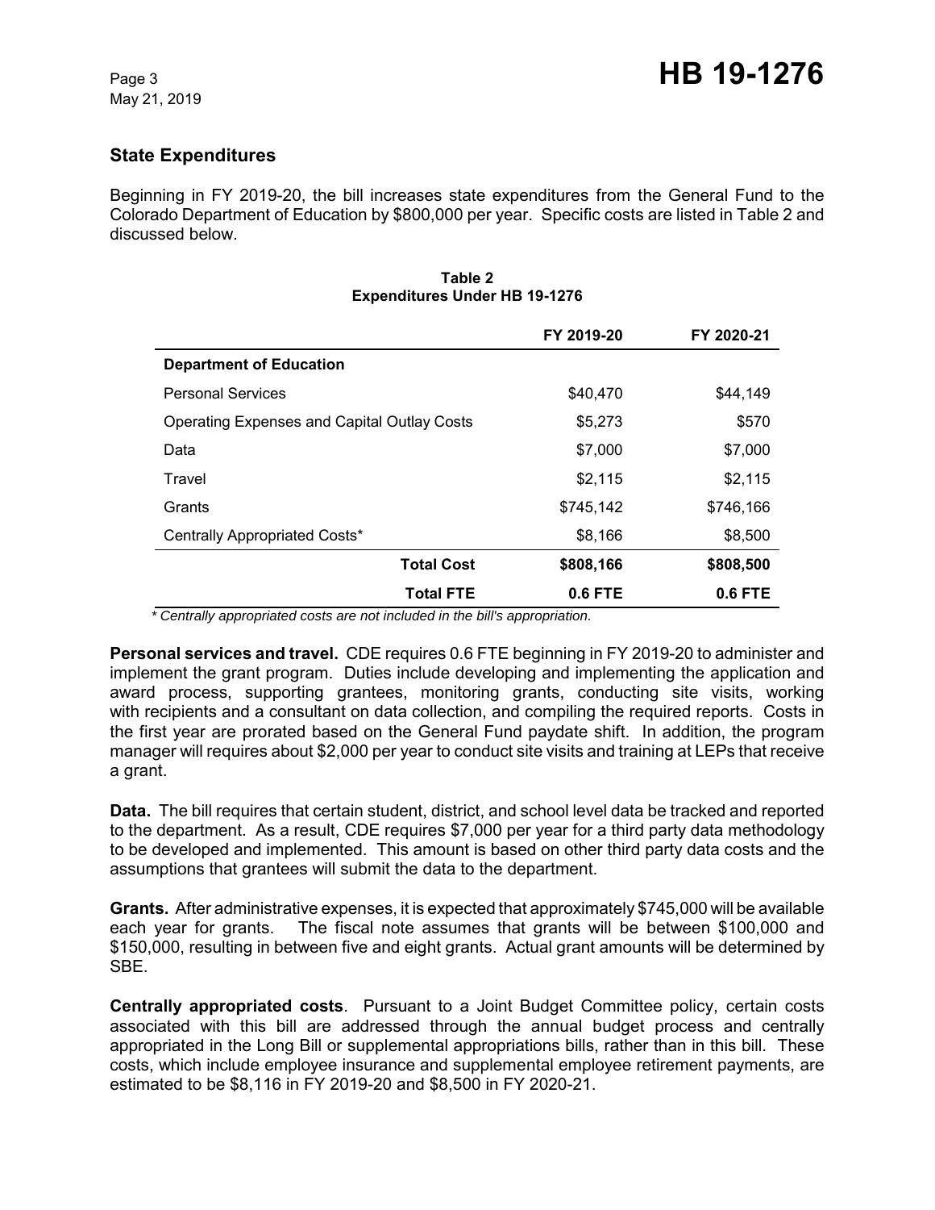## State Expenditures

Beginning in FY 2019-20, the bill increases state expenditures from the General Fund to the Colorado Department of Education by $800,000 per year. Specific costs are listed in Table 2 and discussed below.

**Table 2**
**Expenditures Under HB 19-1276**

| | FY 2019-20 | FY 2020-21 |
|---|---|---|
| **Department of Education** | | |
| Personal Services | $40,470 | $44,149 |
| Operating Expenses and Capital Outlay Costs | $5,273 | $570 |
| Data | $7,000 | $7,000 |
| Travel | $2,115 | $2,115 |
| Grants | $745,142 | $746,166 |
| Centrally Appropriated Costs* | $8,166 | $8,500 |
| **Total Cost** | **$808,166** | **$808,500** |
| **Total FTE** | **0.6 FTE** | **0.6 FTE** |

*\* Centrally appropriated costs are not included in the bill's appropriation.*

**Personal services and travel.** CDE requires 0.6 FTE beginning in FY 2019-20 to administer and implement the grant program. Duties include developing and implementing the application and award process, supporting grantees, monitoring grants, conducting site visits, working with recipients and a consultant on data collection, and compiling the required reports. Costs in the first year are prorated based on the General Fund paydate shift. In addition, the program manager will requires about $2,000 per year to conduct site visits and training at LEPs that receive a grant.

**Data.** The bill requires that certain student, district, and school level data be tracked and reported to the department. As a result, CDE requires $7,000 per year for a third party data methodology to be developed and implemented. This amount is based on other third party data costs and the assumptions that grantees will submit the data to the department.

**Grants.** After administrative expenses, it is expected that approximately $745,000 will be available each year for grants. The fiscal note assumes that grants will be between $100,000 and $150,000, resulting in between five and eight grants. Actual grant amounts will be determined by SBE.

**Centrally appropriated costs**. Pursuant to a Joint Budget Committee policy, certain costs associated with this bill are addressed through the annual budget process and centrally appropriated in the Long Bill or supplemental appropriations bills, rather than in this bill. These costs, which include employee insurance and supplemental employee retirement payments, are estimated to be $8,116 in FY 2019-20 and $8,500 in FY 2020-21.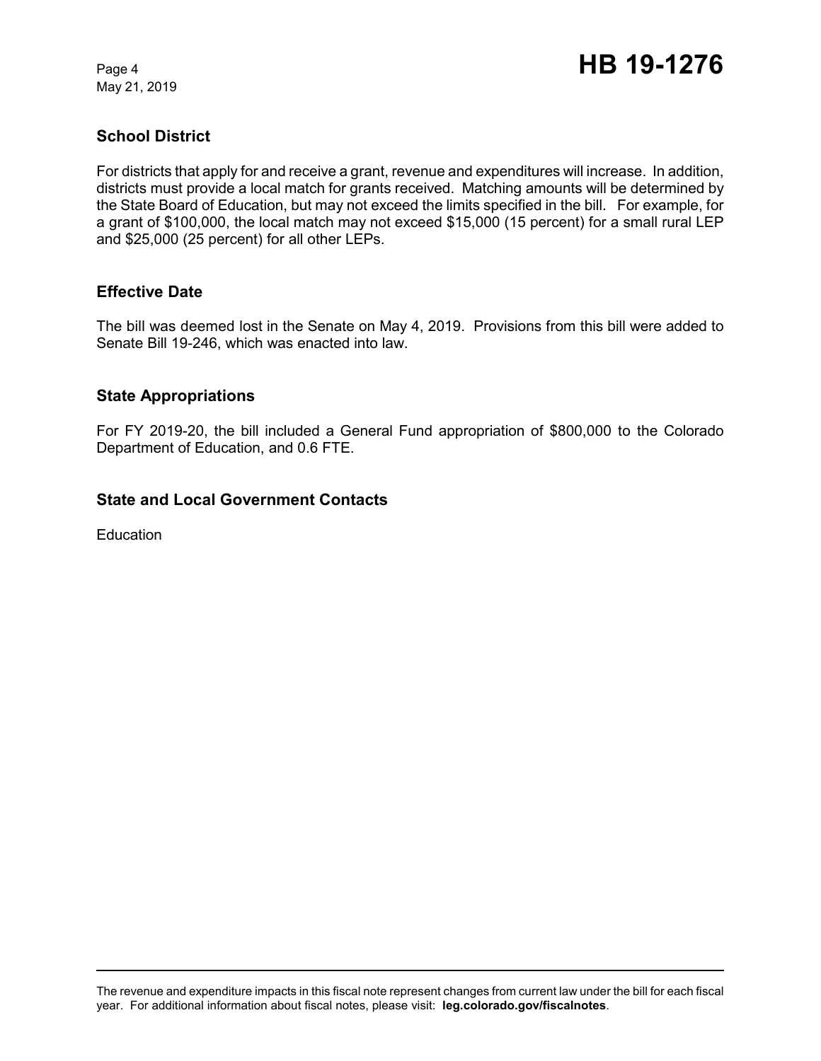## School District

For districts that apply for and receive a grant, revenue and expenditures will increase. In addition, districts must provide a local match for grants received. Matching amounts will be determined by the State Board of Education, but may not exceed the limits specified in the bill. For example, for a grant of $100,000, the local match may not exceed $15,000 (15 percent) for a small rural LEP and $25,000 (25 percent) for all other LEPs.

## Effective Date

The bill was deemed lost in the Senate on May 4, 2019. Provisions from this bill were added to Senate Bill 19-246, which was enacted into law.

## State Appropriations

For FY 2019-20, the bill included a General Fund appropriation of $800,000 to the Colorado Department of Education, and 0.6 FTE.

## State and Local Government Contacts

Education

The revenue and expenditure impacts in this fiscal note represent changes from current law under the bill for each fiscal year. For additional information about fiscal notes, please visit: **leg.colorado.gov/fiscalnotes**.